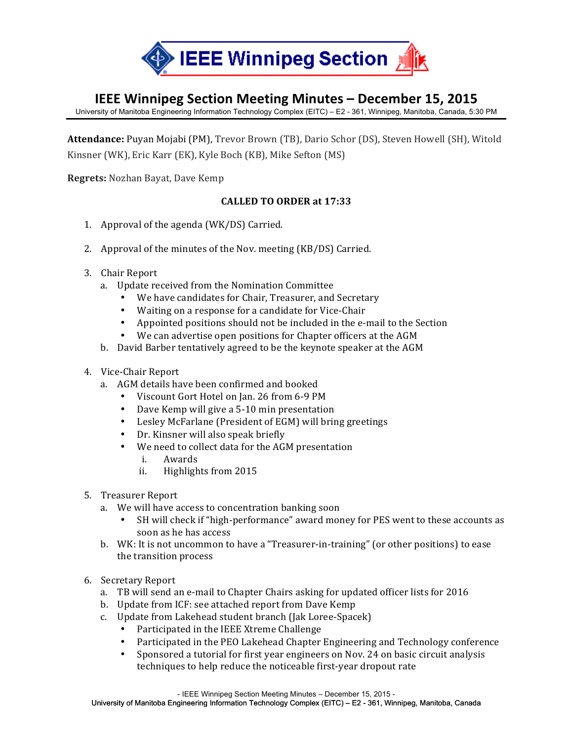# IEEE Winnipeg Section Meeting Minutes – December 15, 2015

University of Manitoba Engineering Information Technology Complex (EITC) – E2 - 361, Winnipeg, Manitoba, Canada, 5:30 PM

**Attendance:** Puyan Mojabi (PM), Trevor Brown (TB), Dario Schor (DS), Steven Howell (SH), Witold Kinsner (WK), Eric Karr (EK), Kyle Boch (KB), Mike Sefton (MS)

**Regrets:** Nozhan Bayat, Dave Kemp

**CALLED TO ORDER at 17:33**

1. Approval of the agenda (WK/DS) Carried.

2. Approval of the minutes of the Nov. meeting (KB/DS) Carried.

3. Chair Report
   a. Update received from the Nomination Committee
      - We have candidates for Chair, Treasurer, and Secretary
      - Waiting on a response for a candidate for Vice-Chair
      - Appointed positions should not be included in the e-mail to the Section
      - We can advertise open positions for Chapter officers at the AGM
   
   b. David Barber tentatively agreed to be the keynote speaker at the AGM

4. Vice-Chair Report
   a. AGM details have been confirmed and booked
      - Viscount Gort Hotel on Jan. 26 from 6-9 PM
      - Dave Kemp will give a 5-10 min presentation
      - Lesley McFarlane (President of EGM) will bring greetings
      - Dr. Kinsner will also speak briefly
      - We need to collect data for the AGM presentation
        i. Awards
        ii. Highlights from 2015

5. Treasurer Report
   a. We will have access to concentration banking soon
      - SH will check if "high-performance" award money for PES went to these accounts as soon as he has access
   
   b. WK: It is not uncommon to have a "Treasurer-in-training" (or other positions) to ease the transition process

6. Secretary Report
   a. TB will send an e-mail to Chapter Chairs asking for updated officer lists for 2016
   b. Update from ICF: see attached report from Dave Kemp
   c. Update from Lakehead student branch (Jak Loree-Spacek)
      - Participated in the IEEE Xtreme Challenge
      - Participated in the PEO Lakehead Chapter Engineering and Technology conference
      - Sponsored a tutorial for first year engineers on Nov. 24 on basic circuit analysis techniques to help reduce the noticeable first-year dropout rate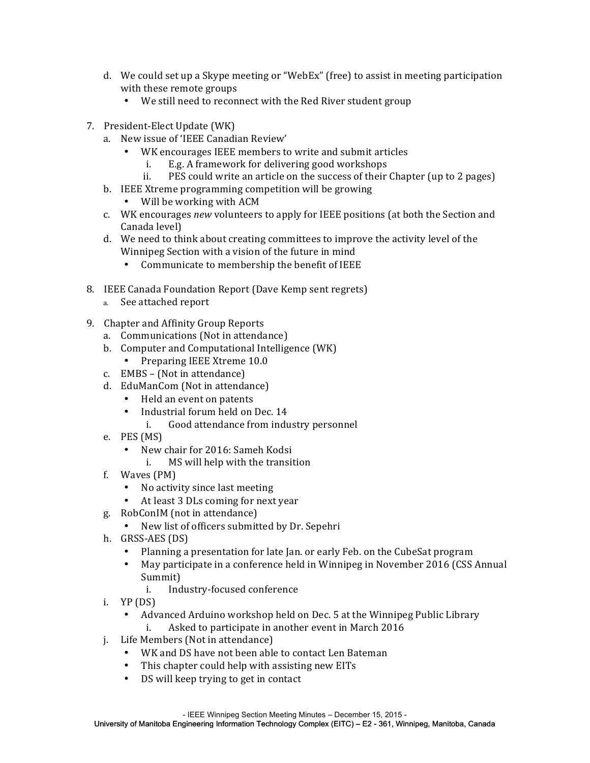d. We could set up a Skype meeting or "WebEx" (free) to assist in meeting participation with these remote groups
   - We still need to reconnect with the Red River student group

7. President-Elect Update (WK)
   a. New issue of 'IEEE Canadian Review'
      - WK encourages IEEE members to write and submit articles
         i. E.g. A framework for delivering good workshops
         ii. PES could write an article on the success of their Chapter (up to 2 pages)
   b. IEEE Xtreme programming competition will be growing
      - Will be working with ACM
   c. WK encourages *new* volunteers to apply for IEEE positions (at both the Section and Canada level)
   d. We need to think about creating committees to improve the activity level of the Winnipeg Section with a vision of the future in mind
      - Communicate to membership the benefit of IEEE

8. IEEE Canada Foundation Report (Dave Kemp sent regrets)
   a. See attached report

9. Chapter and Affinity Group Reports
   a. Communications (Not in attendance)
   b. Computer and Computational Intelligence (WK)
      - Preparing IEEE Xtreme 10.0
   c. EMBS – (Not in attendance)
   d. EduManCom (Not in attendance)
      - Held an event on patents
      - Industrial forum held on Dec. 14
         i. Good attendance from industry personnel
   e. PES (MS)
      - New chair for 2016: Sameh Kodsi
         i. MS will help with the transition
   f. Waves (PM)
      - No activity since last meeting
      - At least 3 DLs coming for next year
   g. RobConIM (not in attendance)
      - New list of officers submitted by Dr. Sepehri
   h. GRSS-AES (DS)
      - Planning a presentation for late Jan. or early Feb. on the CubeSat program
      - May participate in a conference held in Winnipeg in November 2016 (CSS Annual Summit)
         i. Industry-focused conference
   i. YP (DS)
      - Advanced Arduino workshop held on Dec. 5 at the Winnipeg Public Library
         i. Asked to participate in another event in March 2016
   j. Life Members (Not in attendance)
      - WK and DS have not been able to contact Len Bateman
      - This chapter could help with assisting new EITs
      - DS will keep trying to get in contact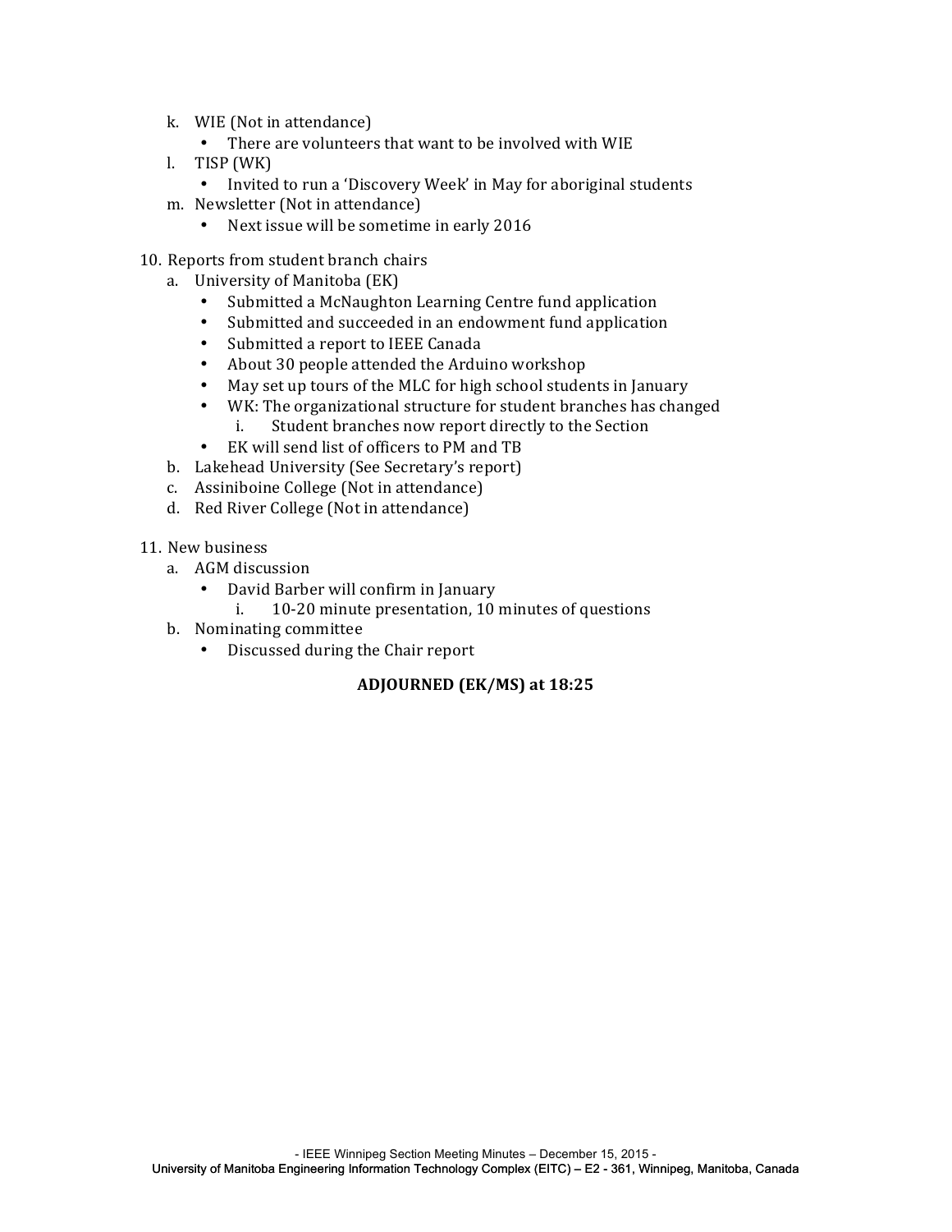k. WIE (Not in attendance)
   - There are volunteers that want to be involved with WIE

l. TISP (WK)
   - Invited to run a 'Discovery Week' in May for aboriginal students

m. Newsletter (Not in attendance)
   - Next issue will be sometime in early 2016

10. Reports from student branch chairs
    a. University of Manitoba (EK)
       - Submitted a McNaughton Learning Centre fund application
       - Submitted and succeeded in an endowment fund application
       - Submitted a report to IEEE Canada
       - About 30 people attended the Arduino workshop
       - May set up tours of the MLC for high school students in January
       - WK: The organizational structure for student branches has changed
         i. Student branches now report directly to the Section
       - EK will send list of officers to PM and TB
    b. Lakehead University (See Secretary's report)
    c. Assiniboine College (Not in attendance)
    d. Red River College (Not in attendance)

11. New business
    a. AGM discussion
       - David Barber will confirm in January
         i. 10-20 minute presentation, 10 minutes of questions
    b. Nominating committee
       - Discussed during the Chair report

**ADJOURNED (EK/MS) at 18:25**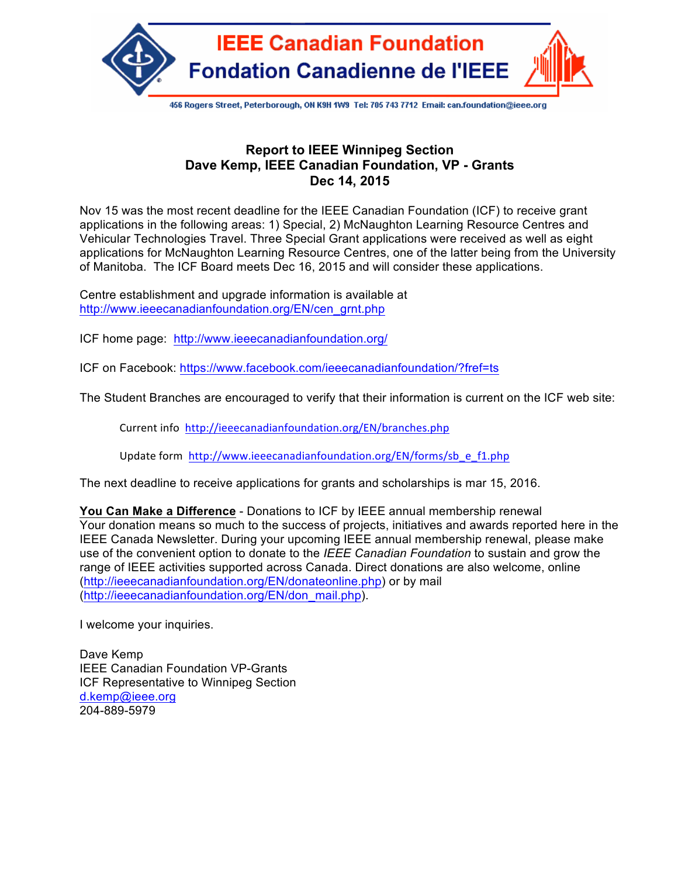# IEEE Canadian Foundation
# Fondation Canadienne de l'IEEE

456 Rogers Street, Peterborough, ON K9H 1W9 Tel: 705 743 7712 Email: can.foundation@ieee.org

## Report to IEEE Winnipeg Section
## Dave Kemp, IEEE Canadian Foundation, VP - Grants
## Dec 14, 2015

Nov 15 was the most recent deadline for the IEEE Canadian Foundation (ICF) to receive grant applications in the following areas: 1) Special, 2) McNaughton Learning Resource Centres and Vehicular Technologies Travel. Three Special Grant applications were received as well as eight applications for McNaughton Learning Resource Centres, one of the latter being from the University of Manitoba. The ICF Board meets Dec 16, 2015 and will consider these applications.

Centre establishment and upgrade information is available at http://www.ieeecanadianfoundation.org/EN/cen_grnt.php

ICF home page: http://www.ieeecanadianfoundation.org/

ICF on Facebook: https://www.facebook.com/ieeecanadianfoundation/?fref=ts

The Student Branches are encouraged to verify that their information is current on the ICF web site:

Current info http://ieeecanadianfoundation.org/EN/branches.php

Update form http://www.ieeecanadianfoundation.org/EN/forms/sb_e_f1.php

The next deadline to receive applications for grants and scholarships is mar 15, 2016.

**You Can Make a Difference** - Donations to ICF by IEEE annual membership renewal
Your donation means so much to the success of projects, initiatives and awards reported here in the IEEE Canada Newsletter. During your upcoming IEEE annual membership renewal, please make use of the convenient option to donate to the *IEEE Canadian Foundation* to sustain and grow the range of IEEE activities supported across Canada. Direct donations are also welcome, online (http://ieeecanadianfoundation.org/EN/donateonline.php) or by mail (http://ieeecanadianfoundation.org/EN/don_mail.php).

I welcome your inquiries.

Dave Kemp
IEEE Canadian Foundation VP-Grants
ICF Representative to Winnipeg Section
d.kemp@ieee.org
204-889-5979